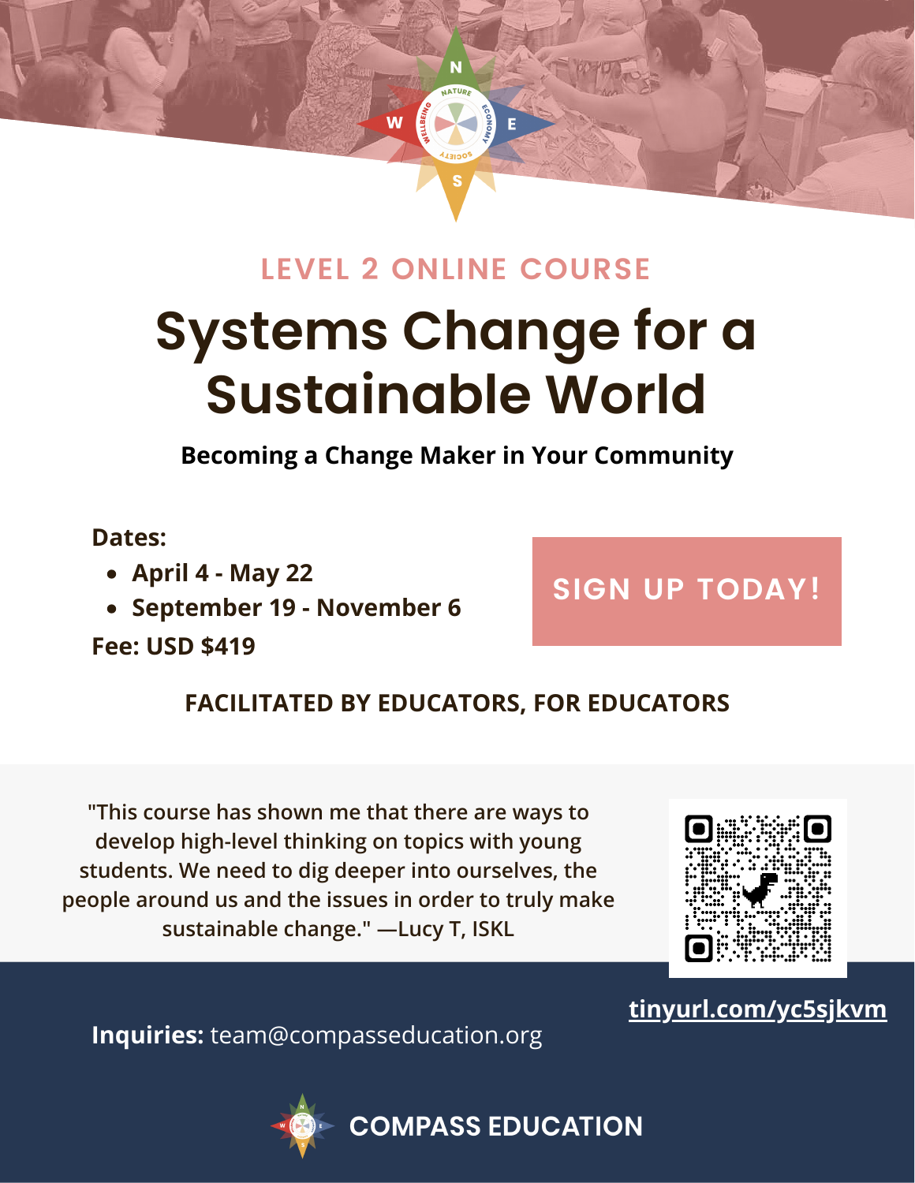LEVEL 2 ONLINE COURSE

# Systems Change for a Sustainable World

**Becoming a Change Maker in Your Community**

**Dates:**

- **April 4 - May 22**
- **September 19 - November 6**

**Fee: USD $419**

**SIGN UP TODAY!**

**FACILITATED BY EDUCATORS, FOR EDUCATORS**

"This course has shown me that there are ways to develop high-level thinking on topics with young students. We need to dig deeper into ourselves, the people around us and the issues in order to truly make sustainable change." —Lucy T, ISKL

tinyurl.com/yc5sjkvm

**Inquiries:** team@compasseducation.org

**COMPASS EDUCATION**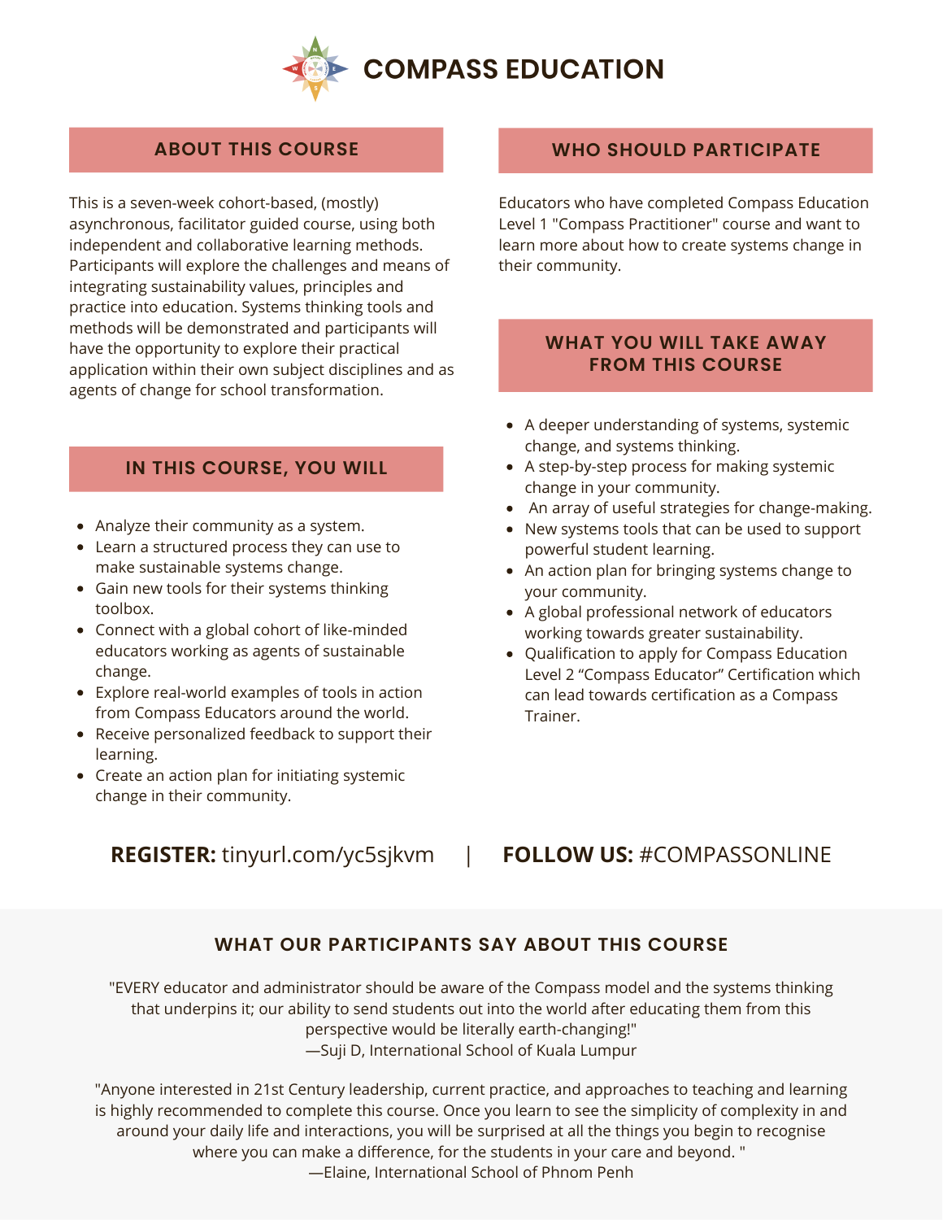# COMPASS EDUCATION

## ABOUT THIS COURSE

This is a seven-week cohort-based, (mostly) asynchronous, facilitator guided course, using both independent and collaborative learning methods. Participants will explore the challenges and means of integrating sustainability values, principles and practice into education. Systems thinking tools and methods will be demonstrated and participants will have the opportunity to explore their practical application within their own subject disciplines and as agents of change for school transformation.

## IN THIS COURSE, YOU WILL

- Analyze their community as a system.
- Learn a structured process they can use to make sustainable systems change.
- Gain new tools for their systems thinking toolbox.
- Connect with a global cohort of like-minded educators working as agents of sustainable change.
- Explore real-world examples of tools in action from Compass Educators around the world.
- Receive personalized feedback to support their learning.
- Create an action plan for initiating systemic change in their community.

## WHO SHOULD PARTICIPATE

Educators who have completed Compass Education Level 1 "Compass Practitioner" course and want to learn more about how to create systems change in their community.

## WHAT YOU WILL TAKE AWAY FROM THIS COURSE

- A deeper understanding of systems, systemic change, and systems thinking.
- A step-by-step process for making systemic change in your community.
- An array of useful strategies for change-making.
- New systems tools that can be used to support powerful student learning.
- An action plan for bringing systems change to your community.
- A global professional network of educators working towards greater sustainability.
- Qualification to apply for Compass Education Level 2 “Compass Educator” Certification which can lead towards certification as a Compass Trainer.

**REGISTER:** tinyurl.com/yc5sjkvm | **FOLLOW US:** #COMPASSONLINE

## WHAT OUR PARTICIPANTS SAY ABOUT THIS COURSE

"EVERY educator and administrator should be aware of the Compass model and the systems thinking that underpins it; our ability to send students out into the world after educating them from this perspective would be literally earth-changing!"
—Suji D, International School of Kuala Lumpur

"Anyone interested in 21st Century leadership, current practice, and approaches to teaching and learning is highly recommended to complete this course. Once you learn to see the simplicity of complexity in and around your daily life and interactions, you will be surprised at all the things you begin to recognise where you can make a difference, for the students in your care and beyond. "
—Elaine, International School of Phnom Penh